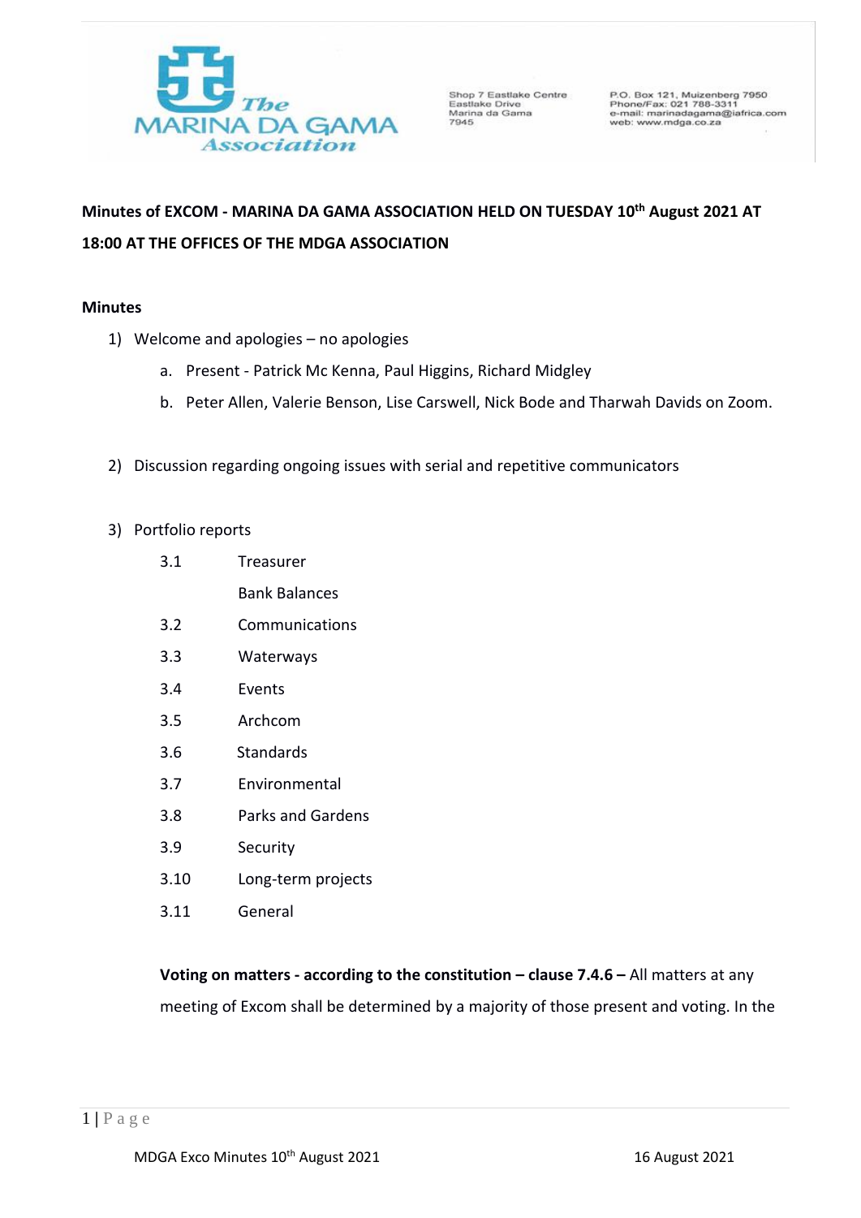The MARINA DA GAMA Association

Shop 7 Eastlake Centre
Eastlake Drive
Marina da Gama
7945

P.O. Box 121, Muizenberg 7950
Phone/Fax: 021 788-3311
e-mail: marinadagama@iafrica.com
web: www.mdga.co.za

**Minutes of EXCOM - MARINA DA GAMA ASSOCIATION HELD ON TUESDAY 10th August 2021 AT 18:00 AT THE OFFICES OF THE MDGA ASSOCIATION**

**Minutes**

1) Welcome and apologies – no apologies
    a. Present - Patrick Mc Kenna, Paul Higgins, Richard Midgley
    b. Peter Allen, Valerie Benson, Lise Carswell, Nick Bode and Tharwah Davids on Zoom.

2) Discussion regarding ongoing issues with serial and repetitive communicators

3) Portfolio reports
    - 3.1 Treasurer
      Bank Balances
    - 3.2 Communications
    - 3.3 Waterways
    - 3.4 Events
    - 3.5 Archcom
    - 3.6 Standards
    - 3.7 Environmental
    - 3.8 Parks and Gardens
    - 3.9 Security
    - 3.10 Long-term projects
    - 3.11 General

**Voting on matters - according to the constitution – clause 7.4.6 –** All matters at any meeting of Excom shall be determined by a majority of those present and voting. In the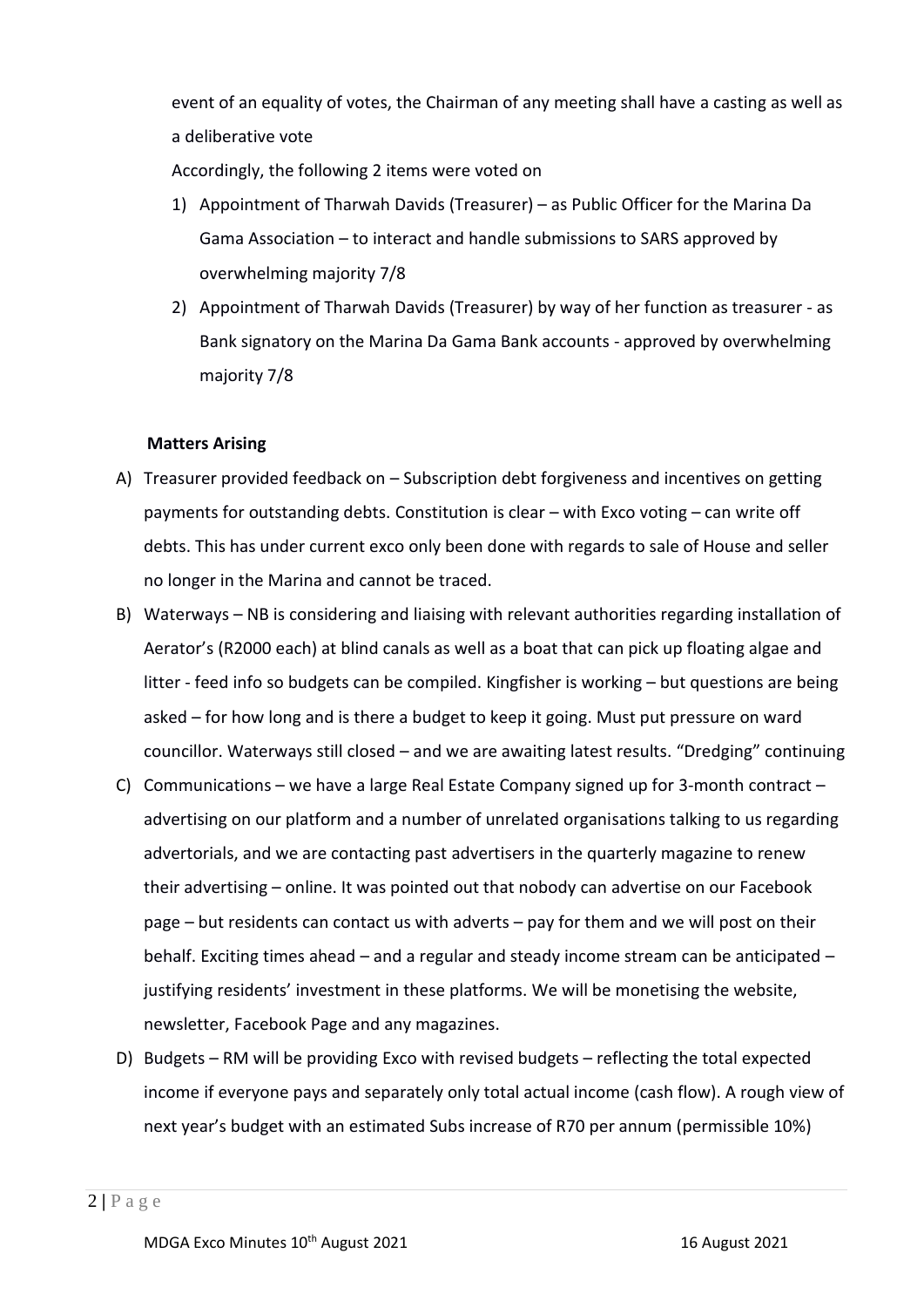event of an equality of votes, the Chairman of any meeting shall have a casting as well as a deliberative vote

Accordingly, the following 2 items were voted on

1) Appointment of Tharwah Davids (Treasurer) – as Public Officer for the Marina Da Gama Association – to interact and handle submissions to SARS approved by overwhelming majority 7/8
2) Appointment of Tharwah Davids (Treasurer) by way of her function as treasurer - as Bank signatory on the Marina Da Gama Bank accounts - approved by overwhelming majority 7/8

**Matters Arising**

A) Treasurer provided feedback on – Subscription debt forgiveness and incentives on getting payments for outstanding debts. Constitution is clear – with Exco voting – can write off debts. This has under current exco only been done with regards to sale of House and seller no longer in the Marina and cannot be traced.
B) Waterways – NB is considering and liaising with relevant authorities regarding installation of Aerator's (R2000 each) at blind canals as well as a boat that can pick up floating algae and litter - feed info so budgets can be compiled. Kingfisher is working – but questions are being asked – for how long and is there a budget to keep it going. Must put pressure on ward councillor. Waterways still closed – and we are awaiting latest results. "Dredging" continuing
C) Communications – we have a large Real Estate Company signed up for 3-month contract – advertising on our platform and a number of unrelated organisations talking to us regarding advertorials, and we are contacting past advertisers in the quarterly magazine to renew their advertising – online. It was pointed out that nobody can advertise on our Facebook page – but residents can contact us with adverts – pay for them and we will post on their behalf. Exciting times ahead – and a regular and steady income stream can be anticipated – justifying residents' investment in these platforms. We will be monetising the website, newsletter, Facebook Page and any magazines.
D) Budgets – RM will be providing Exco with revised budgets – reflecting the total expected income if everyone pays and separately only total actual income (cash flow). A rough view of next year's budget with an estimated Subs increase of R70 per annum (permissible 10%)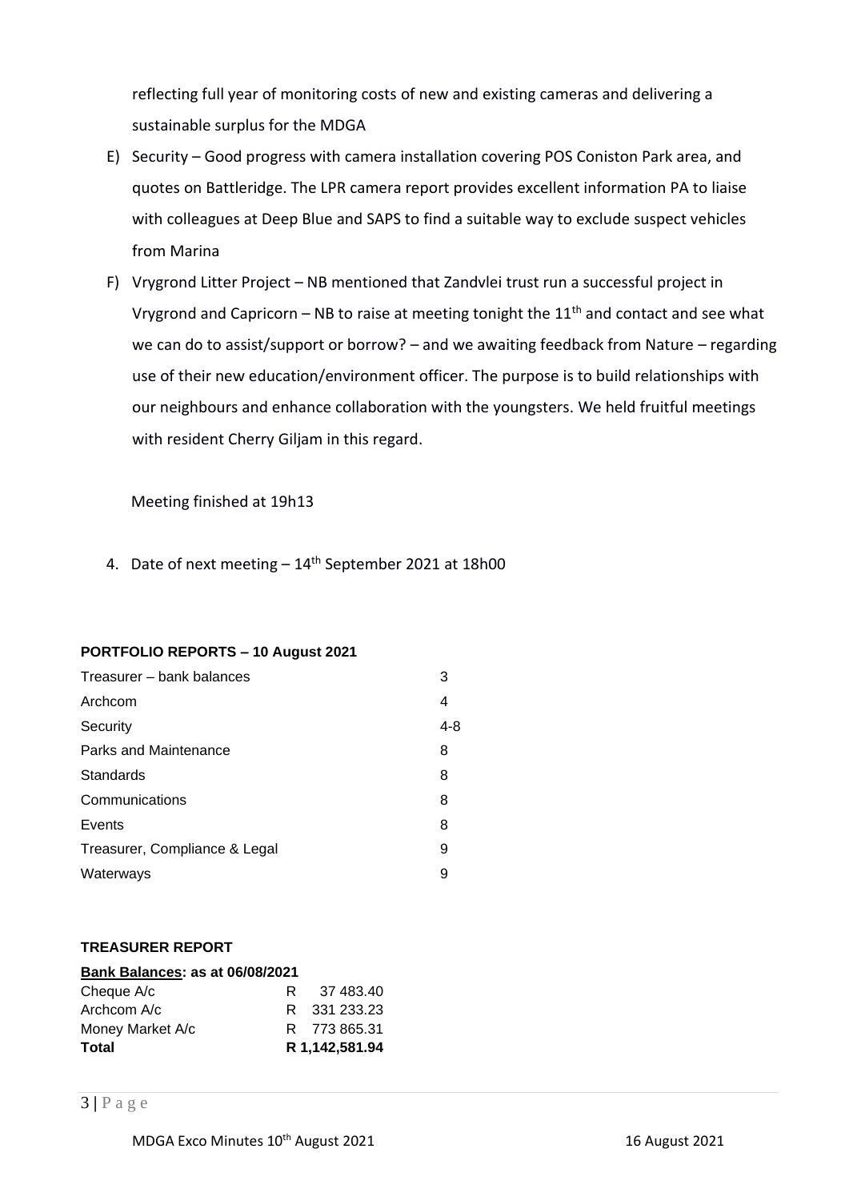reflecting full year of monitoring costs of new and existing cameras and delivering a sustainable surplus for the MDGA

E) Security – Good progress with camera installation covering POS Coniston Park area, and quotes on Battleridge. The LPR camera report provides excellent information PA to liaise with colleagues at Deep Blue and SAPS to find a suitable way to exclude suspect vehicles from Marina

F) Vrygrond Litter Project – NB mentioned that Zandvlei trust run a successful project in Vrygrond and Capricorn – NB to raise at meeting tonight the 11th and contact and see what we can do to assist/support or borrow? – and we awaiting feedback from Nature – regarding use of their new education/environment officer. The purpose is to build relationships with our neighbours and enhance collaboration with the youngsters. We held fruitful meetings with resident Cherry Giljam in this regard.

Meeting finished at 19h13

4. Date of next meeting – 14th September 2021 at 18h00

**PORTFOLIO REPORTS – 10 August 2021**

| | |
|---|---|
| Treasurer – bank balances | 3 |
| Archcom | 4 |
| Security | 4-8 |
| Parks and Maintenance | 8 |
| Standards | 8 |
| Communications | 8 |
| Events | 8 |
| Treasurer, Compliance & Legal | 9 |
| Waterways | 9 |

**TREASURER REPORT**

**Bank Balances: as at 06/08/2021**

| | |
|---|---|
| Cheque A/c | R 37 483.40 |
| Archcom A/c | R 331 233.23 |
| Money Market A/c | R 773 865.31 |
| **Total** | **R 1,142,581.94** |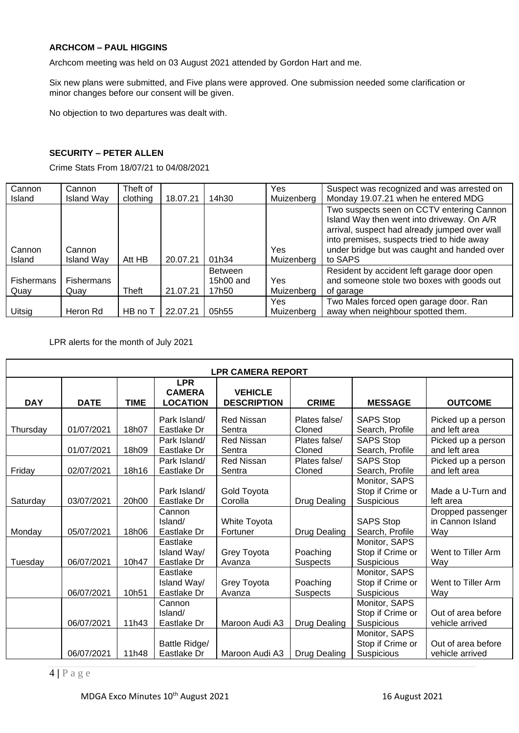**ARCHCOM – PAUL HIGGINS**

Archcom meeting was held on 03 August 2021 attended by Gordon Hart and me.

Six new plans were submitted, and Five plans were approved. One submission needed some clarification or minor changes before our consent will be given.

No objection to two departures was dealt with.

**SECURITY – PETER ALLEN**

Crime Stats From 18/07/21 to 04/08/2021

| | | | | | | |
|---|---|---|---|---|---|---|
| Cannon Island | Cannon Island Way | Theft of clothing | 18.07.21 | 14h30 | Yes Muizenberg | Suspect was recognized and was arrested on Monday 19.07.21 when he entered MDG |
| Cannon Island | Cannon Island Way | Att HB | 20.07.21 | 01h34 | Yes Muizenberg | Two suspects seen on CCTV entering Cannon Island Way then went into driveway. On A/R arrival, suspect had already jumped over wall into premises, suspects tried to hide away under bridge but was caught and handed over to SAPS |
| Fishermans Quay | Fishermans Quay | Theft | 21.07.21 | Between 15h00 and 17h50 | Yes Muizenberg | Resident by accident left garage door open and someone stole two boxes with goods out of garage |
| Uitsig | Heron Rd | HB no T | 22.07.21 | 05h55 | Yes Muizenberg | Two Males forced open garage door. Ran away when neighbour spotted them. |

LPR alerts for the month of July 2021

| **LPR CAMERA REPORT** | | | | | | | |
|---|---|---|---|---|---|---|---|
| **DAY** | **DATE** | **TIME** | **LPR CAMERA LOCATION** | **VEHICLE DESCRIPTION** | **CRIME** | **MESSAGE** | **OUTCOME** |
| Thursday | 01/07/2021 | 18h07 | Park Island/ Eastlake Dr | Red Nissan Sentra | Plates false/ Cloned | SAPS Stop Search, Profile | Picked up a person and left area |
| | 01/07/2021 | 18h09 | Park Island/ Eastlake Dr | Red Nissan Sentra | Plates false/ Cloned | SAPS Stop Search, Profile | Picked up a person and left area |
| Friday | 02/07/2021 | 18h16 | Park Island/ Eastlake Dr | Red Nissan Sentra | Plates false/ Cloned | SAPS Stop Search, Profile | Picked up a person and left area |
| Saturday | 03/07/2021 | 20h00 | Park Island/ Eastlake Dr | Gold Toyota Corolla | Drug Dealing | Monitor, SAPS Stop if Crime or Suspicious | Made a U-Turn and left area |
| Monday | 05/07/2021 | 18h06 | Cannon Island/ Eastlake Dr | White Toyota Fortuner | Drug Dealing | SAPS Stop Search, Profile | Dropped passenger in Cannon Island Way |
| Tuesday | 06/07/2021 | 10h47 | Eastlake Island Way/ Eastlake Dr | Grey Toyota Avanza | Poaching Suspects | Monitor, SAPS Stop if Crime or Suspicious | Went to Tiller Arm Way |
| | 06/07/2021 | 10h51 | Eastlake Island Way/ Eastlake Dr | Grey Toyota Avanza | Poaching Suspects | Monitor, SAPS Stop if Crime or Suspicious | Went to Tiller Arm Way |
| | 06/07/2021 | 11h43 | Cannon Island/ Eastlake Dr | Maroon Audi A3 | Drug Dealing | Monitor, SAPS Stop if Crime or Suspicious | Out of area before vehicle arrived |
| | 06/07/2021 | 11h48 | Battle Ridge/ Eastlake Dr | Maroon Audi A3 | Drug Dealing | Monitor, SAPS Stop if Crime or Suspicious | Out of area before vehicle arrived |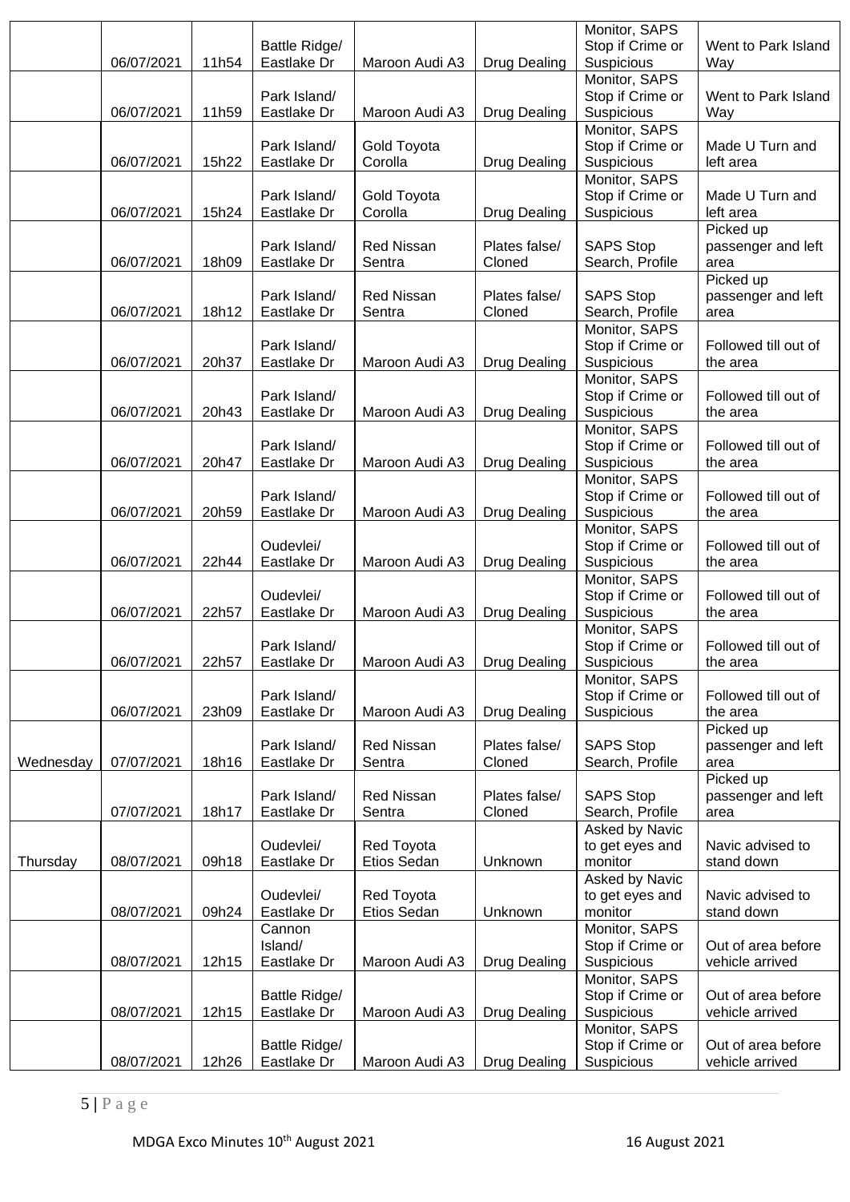| | | | | | | | |
|---|---|---|---|---|---|---|---|
| | 06/07/2021 | 11h54 | Battle Ridge/ Eastlake Dr | Maroon Audi A3 | Drug Dealing | Monitor, SAPS Stop if Crime or Suspicious | Went to Park Island Way |
| | 06/07/2021 | 11h59 | Park Island/ Eastlake Dr | Maroon Audi A3 | Drug Dealing | Monitor, SAPS Stop if Crime or Suspicious | Went to Park Island Way |
| | 06/07/2021 | 15h22 | Park Island/ Eastlake Dr | Gold Toyota Corolla | Drug Dealing | Monitor, SAPS Stop if Crime or Suspicious | Made U Turn and left area |
| | 06/07/2021 | 15h24 | Park Island/ Eastlake Dr | Gold Toyota Corolla | Drug Dealing | Monitor, SAPS Stop if Crime or Suspicious | Made U Turn and left area |
| | 06/07/2021 | 18h09 | Park Island/ Eastlake Dr | Red Nissan Sentra | Plates false/ Cloned | SAPS Stop Search, Profile | Picked up passenger and left area |
| | 06/07/2021 | 18h12 | Park Island/ Eastlake Dr | Red Nissan Sentra | Plates false/ Cloned | SAPS Stop Search, Profile | Picked up passenger and left area |
| | 06/07/2021 | 20h37 | Park Island/ Eastlake Dr | Maroon Audi A3 | Drug Dealing | Monitor, SAPS Stop if Crime or Suspicious | Followed till out of the area |
| | 06/07/2021 | 20h43 | Park Island/ Eastlake Dr | Maroon Audi A3 | Drug Dealing | Monitor, SAPS Stop if Crime or Suspicious | Followed till out of the area |
| | 06/07/2021 | 20h47 | Park Island/ Eastlake Dr | Maroon Audi A3 | Drug Dealing | Monitor, SAPS Stop if Crime or Suspicious | Followed till out of the area |
| | 06/07/2021 | 20h59 | Park Island/ Eastlake Dr | Maroon Audi A3 | Drug Dealing | Monitor, SAPS Stop if Crime or Suspicious | Followed till out of the area |
| | 06/07/2021 | 22h44 | Oudevlei/ Eastlake Dr | Maroon Audi A3 | Drug Dealing | Monitor, SAPS Stop if Crime or Suspicious | Followed till out of the area |
| | 06/07/2021 | 22h57 | Oudevlei/ Eastlake Dr | Maroon Audi A3 | Drug Dealing | Monitor, SAPS Stop if Crime or Suspicious | Followed till out of the area |
| | 06/07/2021 | 22h57 | Park Island/ Eastlake Dr | Maroon Audi A3 | Drug Dealing | Monitor, SAPS Stop if Crime or Suspicious | Followed till out of the area |
| | 06/07/2021 | 23h09 | Park Island/ Eastlake Dr | Maroon Audi A3 | Drug Dealing | Monitor, SAPS Stop if Crime or Suspicious | Followed till out of the area |
| Wednesday | 07/07/2021 | 18h16 | Park Island/ Eastlake Dr | Red Nissan Sentra | Plates false/ Cloned | SAPS Stop Search, Profile | Picked up passenger and left area |
| | 07/07/2021 | 18h17 | Park Island/ Eastlake Dr | Red Nissan Sentra | Plates false/ Cloned | SAPS Stop Search, Profile | Picked up passenger and left area |
| Thursday | 08/07/2021 | 09h18 | Oudevlei/ Eastlake Dr | Red Toyota Etios Sedan | Unknown | Asked by Navic to get eyes and monitor | Navic advised to stand down |
| | 08/07/2021 | 09h24 | Oudevlei/ Eastlake Dr | Red Toyota Etios Sedan | Unknown | Asked by Navic to get eyes and monitor | Navic advised to stand down |
| | 08/07/2021 | 12h15 | Cannon Island/ Eastlake Dr | Maroon Audi A3 | Drug Dealing | Monitor, SAPS Stop if Crime or Suspicious | Out of area before vehicle arrived |
| | 08/07/2021 | 12h15 | Battle Ridge/ Eastlake Dr | Maroon Audi A3 | Drug Dealing | Monitor, SAPS Stop if Crime or Suspicious | Out of area before vehicle arrived |
| | 08/07/2021 | 12h26 | Battle Ridge/ Eastlake Dr | Maroon Audi A3 | Drug Dealing | Monitor, SAPS Stop if Crime or Suspicious | Out of area before vehicle arrived |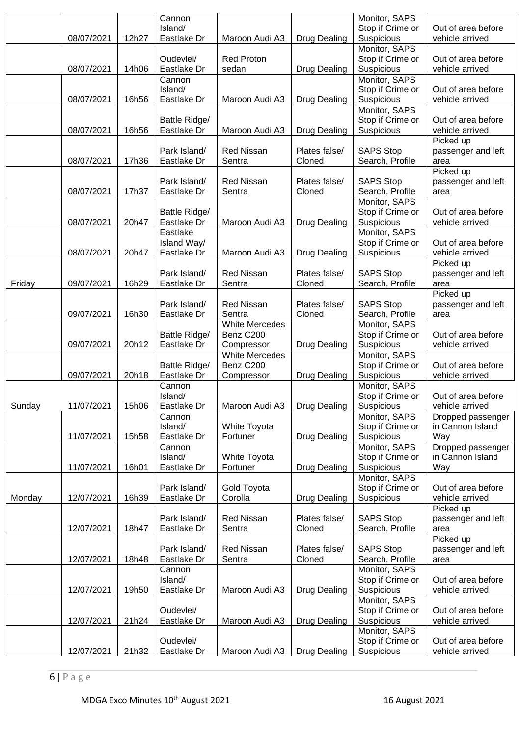| | | | | | | | |
|---|---|---|---|---|---|---|---|
| | 08/07/2021 | 12h27 | Cannon Island/ Eastlake Dr | Maroon Audi A3 | Drug Dealing | Monitor, SAPS Stop if Crime or Suspicious | Out of area before vehicle arrived |
| | 08/07/2021 | 14h06 | Oudevlei/ Eastlake Dr | Red Proton sedan | Drug Dealing | Monitor, SAPS Stop if Crime or Suspicious | Out of area before vehicle arrived |
| | 08/07/2021 | 16h56 | Cannon Island/ Eastlake Dr | Maroon Audi A3 | Drug Dealing | Monitor, SAPS Stop if Crime or Suspicious | Out of area before vehicle arrived |
| | 08/07/2021 | 16h56 | Battle Ridge/ Eastlake Dr | Maroon Audi A3 | Drug Dealing | Monitor, SAPS Stop if Crime or Suspicious | Out of area before vehicle arrived |
| | 08/07/2021 | 17h36 | Park Island/ Eastlake Dr | Red Nissan Sentra | Plates false/ Cloned | SAPS Stop Search, Profile | Picked up passenger and left area |
| | 08/07/2021 | 17h37 | Park Island/ Eastlake Dr | Red Nissan Sentra | Plates false/ Cloned | SAPS Stop Search, Profile | Picked up passenger and left area |
| | 08/07/2021 | 20h47 | Battle Ridge/ Eastlake Dr | Maroon Audi A3 | Drug Dealing | Monitor, SAPS Stop if Crime or Suspicious | Out of area before vehicle arrived |
| | 08/07/2021 | 20h47 | Eastlake Island Way/ Eastlake Dr | Maroon Audi A3 | Drug Dealing | Monitor, SAPS Stop if Crime or Suspicious | Out of area before vehicle arrived |
| Friday | 09/07/2021 | 16h29 | Park Island/ Eastlake Dr | Red Nissan Sentra | Plates false/ Cloned | SAPS Stop Search, Profile | Picked up passenger and left area |
| | 09/07/2021 | 16h30 | Park Island/ Eastlake Dr | Red Nissan Sentra | Plates false/ Cloned | SAPS Stop Search, Profile | Picked up passenger and left area |
| | 09/07/2021 | 20h12 | Battle Ridge/ Eastlake Dr | White Mercedes Benz C200 Compressor | Drug Dealing | Monitor, SAPS Stop if Crime or Suspicious | Out of area before vehicle arrived |
| | 09/07/2021 | 20h18 | Battle Ridge/ Eastlake Dr | White Mercedes Benz C200 Compressor | Drug Dealing | Monitor, SAPS Stop if Crime or Suspicious | Out of area before vehicle arrived |
| Sunday | 11/07/2021 | 15h06 | Cannon Island/ Eastlake Dr | Maroon Audi A3 | Drug Dealing | Monitor, SAPS Stop if Crime or Suspicious | Out of area before vehicle arrived |
| | 11/07/2021 | 15h58 | Cannon Island/ Eastlake Dr | White Toyota Fortuner | Drug Dealing | Monitor, SAPS Stop if Crime or Suspicious | Dropped passenger in Cannon Island Way |
| | 11/07/2021 | 16h01 | Cannon Island/ Eastlake Dr | White Toyota Fortuner | Drug Dealing | Monitor, SAPS Stop if Crime or Suspicious | Dropped passenger in Cannon Island Way |
| Monday | 12/07/2021 | 16h39 | Park Island/ Eastlake Dr | Gold Toyota Corolla | Drug Dealing | Monitor, SAPS Stop if Crime or Suspicious | Out of area before vehicle arrived |
| | 12/07/2021 | 18h47 | Park Island/ Eastlake Dr | Red Nissan Sentra | Plates false/ Cloned | SAPS Stop Search, Profile | Picked up passenger and left area |
| | 12/07/2021 | 18h48 | Park Island/ Eastlake Dr | Red Nissan Sentra | Plates false/ Cloned | SAPS Stop Search, Profile | Picked up passenger and left area |
| | 12/07/2021 | 19h50 | Cannon Island/ Eastlake Dr | Maroon Audi A3 | Drug Dealing | Monitor, SAPS Stop if Crime or Suspicious | Out of area before vehicle arrived |
| | 12/07/2021 | 21h24 | Oudevlei/ Eastlake Dr | Maroon Audi A3 | Drug Dealing | Monitor, SAPS Stop if Crime or Suspicious | Out of area before vehicle arrived |
| | 12/07/2021 | 21h32 | Oudevlei/ Eastlake Dr | Maroon Audi A3 | Drug Dealing | Monitor, SAPS Stop if Crime or Suspicious | Out of area before vehicle arrived |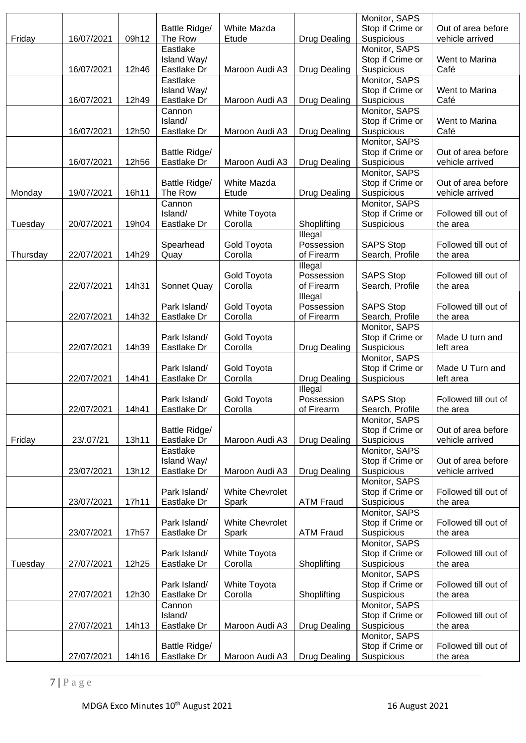| | | | | | | | |
|---|---|---|---|---|---|---|---|
| Friday | 16/07/2021 | 09h12 | Battle Ridge/ The Row | White Mazda Etude | Drug Dealing | Monitor, SAPS Stop if Crime or Suspicious | Out of area before vehicle arrived |
| | 16/07/2021 | 12h46 | Eastlake Island Way/ Eastlake Dr | Maroon Audi A3 | Drug Dealing | Monitor, SAPS Stop if Crime or Suspicious | Went to Marina Café |
| | 16/07/2021 | 12h49 | Eastlake Island Way/ Eastlake Dr | Maroon Audi A3 | Drug Dealing | Monitor, SAPS Stop if Crime or Suspicious | Went to Marina Café |
| | 16/07/2021 | 12h50 | Cannon Island/ Eastlake Dr | Maroon Audi A3 | Drug Dealing | Monitor, SAPS Stop if Crime or Suspicious | Went to Marina Café |
| | 16/07/2021 | 12h56 | Battle Ridge/ Eastlake Dr | Maroon Audi A3 | Drug Dealing | Monitor, SAPS Stop if Crime or Suspicious | Out of area before vehicle arrived |
| Monday | 19/07/2021 | 16h11 | Battle Ridge/ The Row | White Mazda Etude | Drug Dealing | Monitor, SAPS Stop if Crime or Suspicious | Out of area before vehicle arrived |
| Tuesday | 20/07/2021 | 19h04 | Cannon Island/ Eastlake Dr | White Toyota Corolla | Shoplifting | Monitor, SAPS Stop if Crime or Suspicious | Followed till out of the area |
| Thursday | 22/07/2021 | 14h29 | Spearhead Quay | Gold Toyota Corolla | Illegal Possession of Firearm | SAPS Stop Search, Profile | Followed till out of the area |
| | 22/07/2021 | 14h31 | Sonnet Quay | Gold Toyota Corolla | Illegal Possession of Firearm | SAPS Stop Search, Profile | Followed till out of the area |
| | 22/07/2021 | 14h32 | Park Island/ Eastlake Dr | Gold Toyota Corolla | Illegal Possession of Firearm | SAPS Stop Search, Profile | Followed till out of the area |
| | 22/07/2021 | 14h39 | Park Island/ Eastlake Dr | Gold Toyota Corolla | Drug Dealing | Monitor, SAPS Stop if Crime or Suspicious | Made U turn and left area |
| | 22/07/2021 | 14h41 | Park Island/ Eastlake Dr | Gold Toyota Corolla | Drug Dealing | Monitor, SAPS Stop if Crime or Suspicious | Made U Turn and left area |
| | 22/07/2021 | 14h41 | Park Island/ Eastlake Dr | Gold Toyota Corolla | Illegal Possession of Firearm | SAPS Stop Search, Profile | Followed till out of the area |
| Friday | 23/.07/21 | 13h11 | Battle Ridge/ Eastlake Dr | Maroon Audi A3 | Drug Dealing | Monitor, SAPS Stop if Crime or Suspicious | Out of area before vehicle arrived |
| | 23/07/2021 | 13h12 | Eastlake Island Way/ Eastlake Dr | Maroon Audi A3 | Drug Dealing | Monitor, SAPS Stop if Crime or Suspicious | Out of area before vehicle arrived |
| | 23/07/2021 | 17h11 | Park Island/ Eastlake Dr | White Chevrolet Spark | ATM Fraud | Monitor, SAPS Stop if Crime or Suspicious | Followed till out of the area |
| | 23/07/2021 | 17h57 | Park Island/ Eastlake Dr | White Chevrolet Spark | ATM Fraud | Monitor, SAPS Stop if Crime or Suspicious | Followed till out of the area |
| Tuesday | 27/07/2021 | 12h25 | Park Island/ Eastlake Dr | White Toyota Corolla | Shoplifting | Monitor, SAPS Stop if Crime or Suspicious | Followed till out of the area |
| | 27/07/2021 | 12h30 | Park Island/ Eastlake Dr | White Toyota Corolla | Shoplifting | Monitor, SAPS Stop if Crime or Suspicious | Followed till out of the area |
| | 27/07/2021 | 14h13 | Cannon Island/ Eastlake Dr | Maroon Audi A3 | Drug Dealing | Monitor, SAPS Stop if Crime or Suspicious | Followed till out of the area |
| | 27/07/2021 | 14h16 | Battle Ridge/ Eastlake Dr | Maroon Audi A3 | Drug Dealing | Monitor, SAPS Stop if Crime or Suspicious | Followed till out of the area |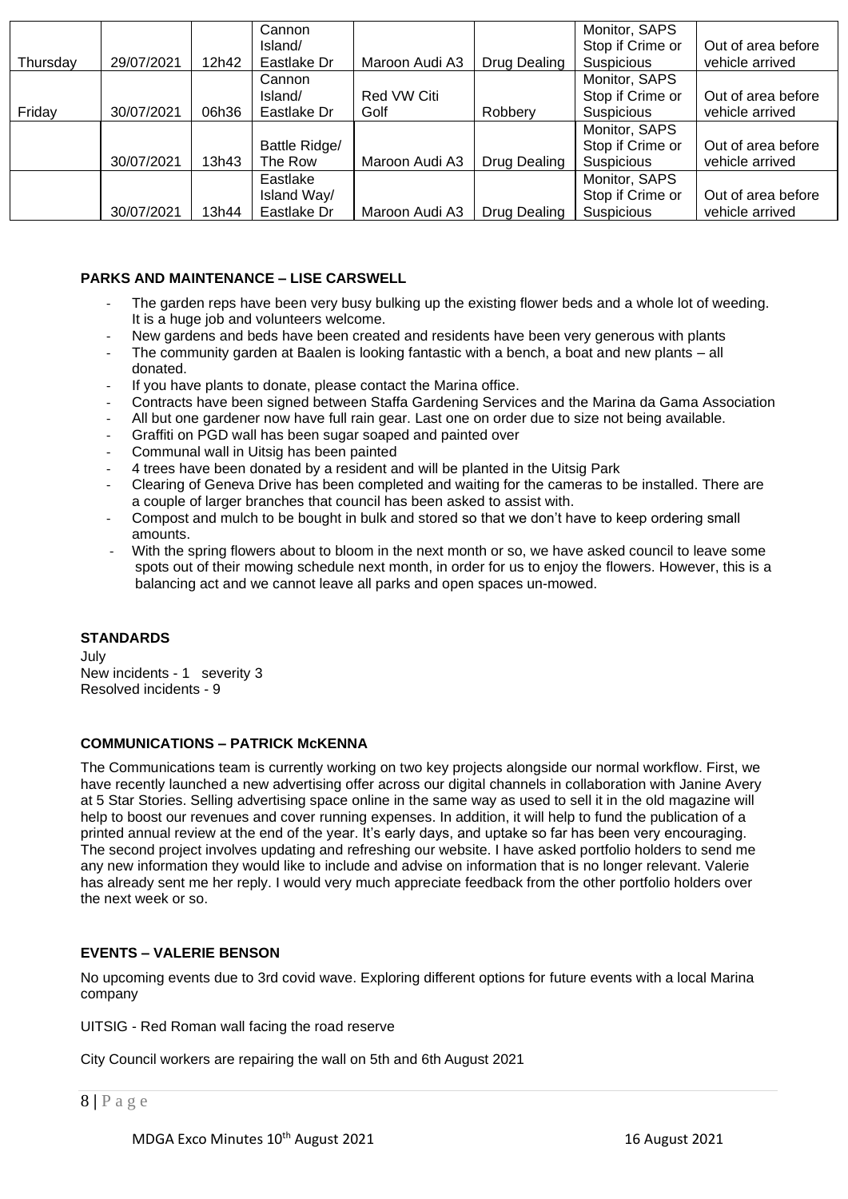| Thursday | 29/07/2021 | 12h42 | Cannon Island/ Eastlake Dr | Maroon Audi A3 | Drug Dealing | Monitor, SAPS Stop if Crime or Suspicious | Out of area before vehicle arrived |
|---|---|---|---|---|---|---|---|
| Friday | 30/07/2021 | 06h36 | Cannon Island/ Eastlake Dr | Red VW Citi Golf | Robbery | Monitor, SAPS Stop if Crime or Suspicious | Out of area before vehicle arrived |
| | 30/07/2021 | 13h43 | Battle Ridge/ The Row | Maroon Audi A3 | Drug Dealing | Monitor, SAPS Stop if Crime or Suspicious | Out of area before vehicle arrived |
| | 30/07/2021 | 13h44 | Eastlake Island Way/ Eastlake Dr | Maroon Audi A3 | Drug Dealing | Monitor, SAPS Stop if Crime or Suspicious | Out of area before vehicle arrived |

**PARKS AND MAINTENANCE – LISE CARSWELL**

- The garden reps have been very busy bulking up the existing flower beds and a whole lot of weeding. It is a huge job and volunteers welcome.
- New gardens and beds have been created and residents have been very generous with plants
- The community garden at Baalen is looking fantastic with a bench, a boat and new plants – all donated.
- If you have plants to donate, please contact the Marina office.
- Contracts have been signed between Staffa Gardening Services and the Marina da Gama Association
- All but one gardener now have full rain gear. Last one on order due to size not being available.
- Graffiti on PGD wall has been sugar soaped and painted over
- Communal wall in Uitsig has been painted
- 4 trees have been donated by a resident and will be planted in the Uitsig Park
- Clearing of Geneva Drive has been completed and waiting for the cameras to be installed. There are a couple of larger branches that council has been asked to assist with.
- Compost and mulch to be bought in bulk and stored so that we don't have to keep ordering small amounts.
- With the spring flowers about to bloom in the next month or so, we have asked council to leave some spots out of their mowing schedule next month, in order for us to enjoy the flowers. However, this is a balancing act and we cannot leave all parks and open spaces un-mowed.

**STANDARDS**

July
New incidents - 1 severity 3
Resolved incidents - 9

**COMMUNICATIONS – PATRICK McKENNA**

The Communications team is currently working on two key projects alongside our normal workflow. First, we have recently launched a new advertising offer across our digital channels in collaboration with Janine Avery at 5 Star Stories. Selling advertising space online in the same way as used to sell it in the old magazine will help to boost our revenues and cover running expenses. In addition, it will help to fund the publication of a printed annual review at the end of the year. It's early days, and uptake so far has been very encouraging. The second project involves updating and refreshing our website. I have asked portfolio holders to send me any new information they would like to include and advise on information that is no longer relevant. Valerie has already sent me her reply. I would very much appreciate feedback from the other portfolio holders over the next week or so.

**EVENTS – VALERIE BENSON**

No upcoming events due to 3rd covid wave. Exploring different options for future events with a local Marina company

UITSIG - Red Roman wall facing the road reserve

City Council workers are repairing the wall on 5th and 6th August 2021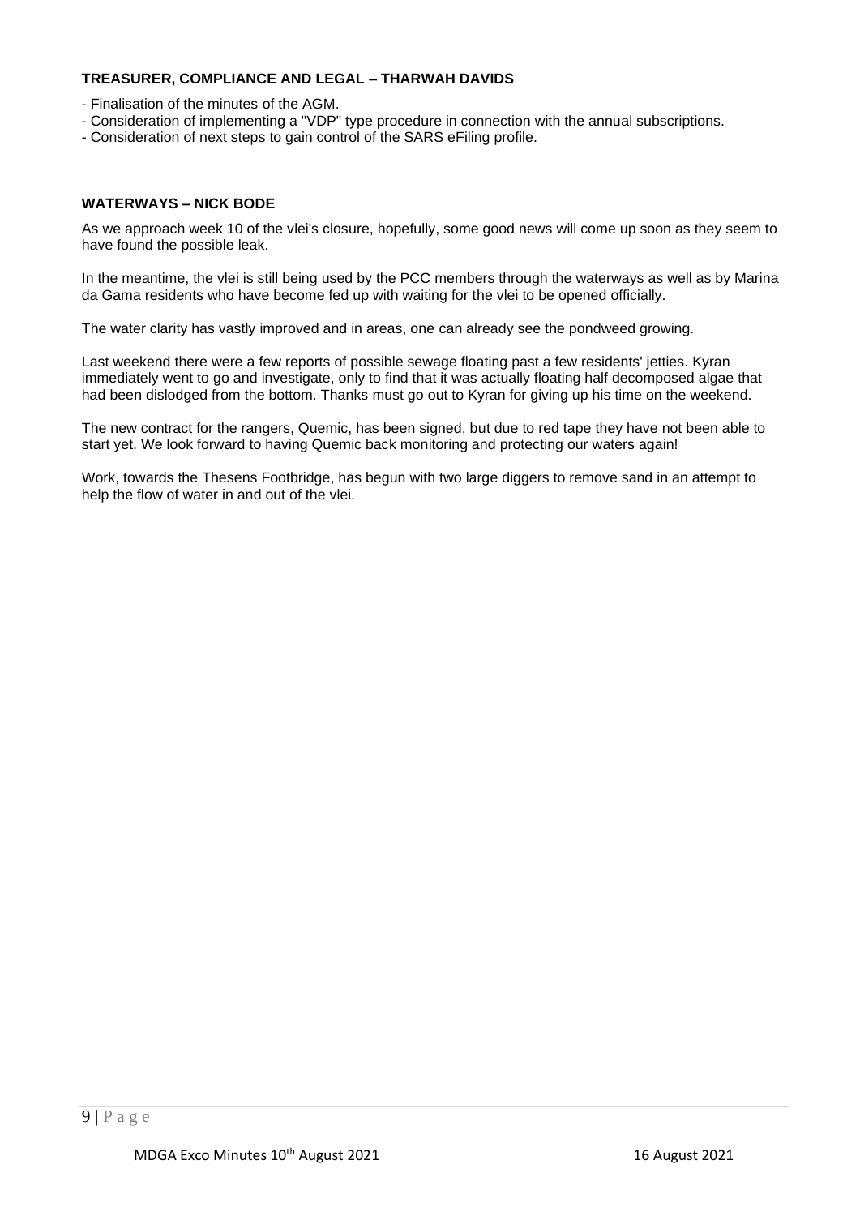**TREASURER, COMPLIANCE AND LEGAL – THARWAH DAVIDS**

- Finalisation of the minutes of the AGM.
- Consideration of implementing a "VDP" type procedure in connection with the annual subscriptions.
- Consideration of next steps to gain control of the SARS eFiling profile.

**WATERWAYS – NICK BODE**

As we approach week 10 of the vlei's closure, hopefully, some good news will come up soon as they seem to have found the possible leak.

In the meantime, the vlei is still being used by the PCC members through the waterways as well as by Marina da Gama residents who have become fed up with waiting for the vlei to be opened officially.

The water clarity has vastly improved and in areas, one can already see the pondweed growing.

Last weekend there were a few reports of possible sewage floating past a few residents' jetties. Kyran immediately went to go and investigate, only to find that it was actually floating half decomposed algae that had been dislodged from the bottom. Thanks must go out to Kyran for giving up his time on the weekend.

The new contract for the rangers, Quemic, has been signed, but due to red tape they have not been able to start yet. We look forward to having Quemic back monitoring and protecting our waters again!

Work, towards the Thesens Footbridge, has begun with two large diggers to remove sand in an attempt to help the flow of water in and out of the vlei.